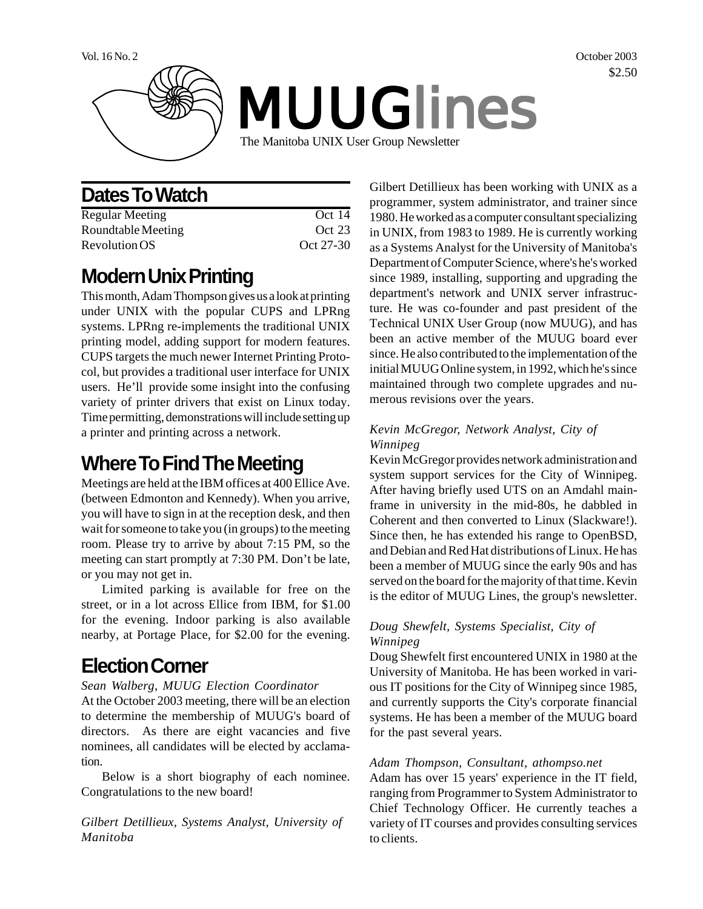Vol. 16 No. 2 | October 2003 | $2.50

# MUUGlines

The Manitoba UNIX User Group Newsletter

## Dates To Watch

| | |
|---|---|
| Regular Meeting | Oct 14 |
| Roundtable Meeting | Oct 23 |
| Revolution OS | Oct 27-30 |

## Modern Unix Printing

This month, Adam Thompson gives us a look at printing under UNIX with the popular CUPS and LPRng systems. LPRng re-implements the traditional UNIX printing model, adding support for modern features. CUPS targets the much newer Internet Printing Protocol, but provides a traditional user interface for UNIX users. He'll provide some insight into the confusing variety of printer drivers that exist on Linux today. Time permitting, demonstrations will include setting up a printer and printing across a network.

## Where To Find The Meeting

Meetings are held at the IBM offices at 400 Ellice Ave. (between Edmonton and Kennedy). When you arrive, you will have to sign in at the reception desk, and then wait for someone to take you (in groups) to the meeting room. Please try to arrive by about 7:15 PM, so the meeting can start promptly at 7:30 PM. Don't be late, or you may not get in.

Limited parking is available for free on the street, or in a lot across Ellice from IBM, for $1.00 for the evening. Indoor parking is also available nearby, at Portage Place, for $2.00 for the evening.

## Election Corner

*Sean Walberg, MUUG Election Coordinator*

At the October 2003 meeting, there will be an election to determine the membership of MUUG's board of directors. As there are eight vacancies and five nominees, all candidates will be elected by acclamation.

Below is a short biography of each nominee. Congratulations to the new board!

*Gilbert Detillieux, Systems Analyst, University of Manitoba*

Gilbert Detillieux has been working with UNIX as a programmer, system administrator, and trainer since 1980. He worked as a computer consultant specializing in UNIX, from 1983 to 1989. He is currently working as a Systems Analyst for the University of Manitoba's Department of Computer Science, where's he's worked since 1989, installing, supporting and upgrading the department's network and UNIX server infrastructure. He was co-founder and past president of the Technical UNIX User Group (now MUUG), and has been an active member of the MUUG board ever since. He also contributed to the implementation of the initial MUUG Online system, in 1992, which he's since maintained through two complete upgrades and numerous revisions over the years.

*Kevin McGregor, Network Analyst, City of Winnipeg*

Kevin McGregor provides network administration and system support services for the City of Winnipeg. After having briefly used UTS on an Amdahl mainframe in university in the mid-80s, he dabbled in Coherent and then converted to Linux (Slackware!). Since then, he has extended his range to OpenBSD, and Debian and Red Hat distributions of Linux. He has been a member of MUUG since the early 90s and has served on the board for the majority of that time. Kevin is the editor of MUUG Lines, the group's newsletter.

*Doug Shewfelt, Systems Specialist, City of Winnipeg*

Doug Shewfelt first encountered UNIX in 1980 at the University of Manitoba. He has been worked in various IT positions for the City of Winnipeg since 1985, and currently supports the City's corporate financial systems. He has been a member of the MUUG board for the past several years.

*Adam Thompson, Consultant, athompso.net*

Adam has over 15 years' experience in the IT field, ranging from Programmer to System Administrator to Chief Technology Officer. He currently teaches a variety of IT courses and provides consulting services to clients.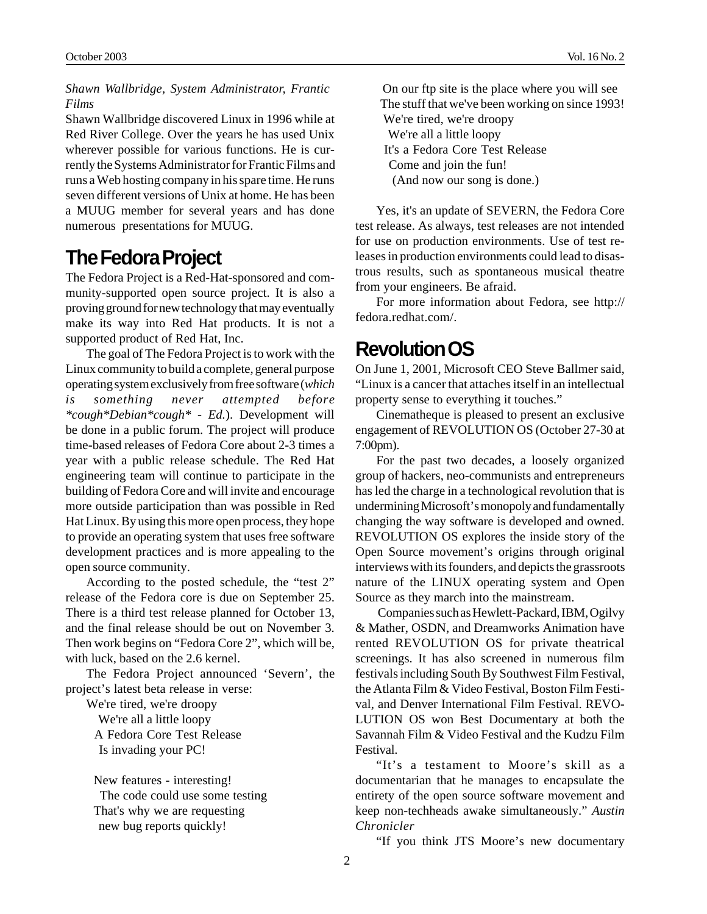*Shawn Wallbridge, System Administrator, Frantic Films*

Shawn Wallbridge discovered Linux in 1996 while at Red River College. Over the years he has used Unix wherever possible for various functions. He is currently the Systems Administrator for Frantic Films and runs a Web hosting company in his spare time. He runs seven different versions of Unix at home. He has been a MUUG member for several years and has done numerous presentations for MUUG.

## The Fedora Project

The Fedora Project is a Red-Hat-sponsored and community-supported open source project. It is also a proving ground for new technology that may eventually make its way into Red Hat products. It is not a supported product of Red Hat, Inc.

The goal of The Fedora Project is to work with the Linux community to build a complete, general purpose operating system exclusively from free software (*which is something never attempted before *cough*Debian*cough* - Ed.*). Development will be done in a public forum. The project will produce time-based releases of Fedora Core about 2-3 times a year with a public release schedule. The Red Hat engineering team will continue to participate in the building of Fedora Core and will invite and encourage more outside participation than was possible in Red Hat Linux. By using this more open process, they hope to provide an operating system that uses free software development practices and is more appealing to the open source community.

According to the posted schedule, the "test 2" release of the Fedora core is due on September 25. There is a third test release planned for October 13, and the final release should be out on November 3. Then work begins on "Fedora Core 2", which will be, with luck, based on the 2.6 kernel.

The Fedora Project announced 'Severn', the project's latest beta release in verse:

We're tired, we're droopy
We're all a little loopy
A Fedora Core Test Release
Is invading your PC!

New features - interesting!
The code could use some testing
That's why we are requesting
new bug reports quickly!

On our ftp site is the place where you will see
The stuff that we've been working on since 1993!
We're tired, we're droopy
We're all a little loopy
It's a Fedora Core Test Release
Come and join the fun!
(And now our song is done.)

Yes, it's an update of SEVERN, the Fedora Core test release. As always, test releases are not intended for use on production environments. Use of test releases in production environments could lead to disastrous results, such as spontaneous musical theatre from your engineers. Be afraid.

For more information about Fedora, see http://fedora.redhat.com/.

## Revolution OS

On June 1, 2001, Microsoft CEO Steve Ballmer said, "Linux is a cancer that attaches itself in an intellectual property sense to everything it touches."

Cinematheque is pleased to present an exclusive engagement of REVOLUTION OS (October 27-30 at 7:00pm).

For the past two decades, a loosely organized group of hackers, neo-communists and entrepreneurs has led the charge in a technological revolution that is undermining Microsoft's monopoly and fundamentally changing the way software is developed and owned. REVOLUTION OS explores the inside story of the Open Source movement's origins through original interviews with its founders, and depicts the grassroots nature of the LINUX operating system and Open Source as they march into the mainstream.

Companies such as Hewlett-Packard, IBM, Ogilvy & Mather, OSDN, and Dreamworks Animation have rented REVOLUTION OS for private theatrical screenings. It has also screened in numerous film festivals including South By Southwest Film Festival, the Atlanta Film & Video Festival, Boston Film Festival, and Denver International Film Festival. REVOLUTION OS won Best Documentary at both the Savannah Film & Video Festival and the Kudzu Film Festival.

"It's a testament to Moore's skill as a documentarian that he manages to encapsulate the entirety of the open source software movement and keep non-techheads awake simultaneously." *Austin Chronicler*

"If you think JTS Moore's new documentary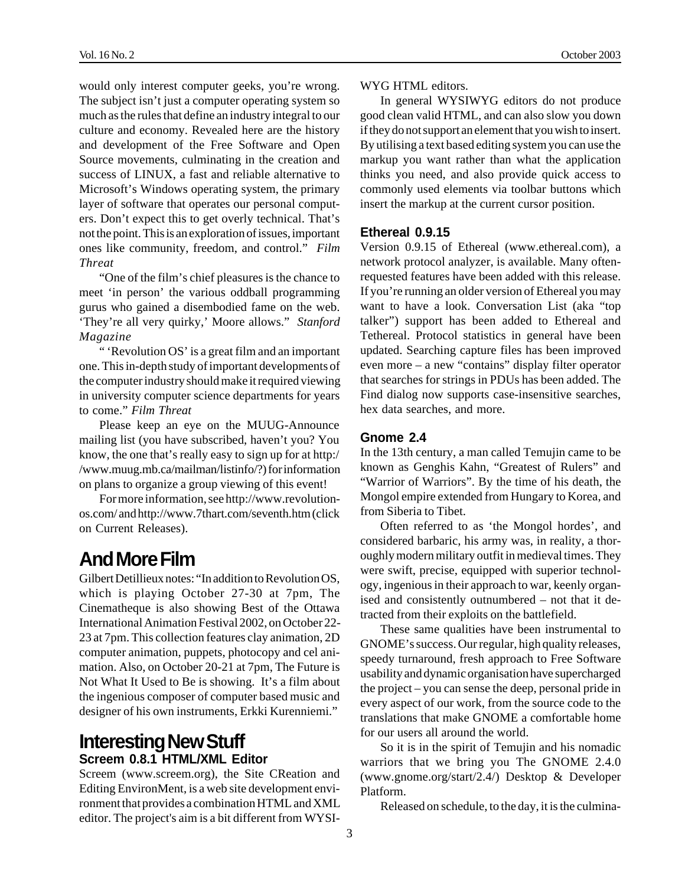would only interest computer geeks, you're wrong. The subject isn't just a computer operating system so much as the rules that define an industry integral to our culture and economy. Revealed here are the history and development of the Free Software and Open Source movements, culminating in the creation and success of LINUX, a fast and reliable alternative to Microsoft's Windows operating system, the primary layer of software that operates our personal computers. Don't expect this to get overly technical. That's not the point. This is an exploration of issues, important ones like community, freedom, and control." *Film Threat*

"One of the film's chief pleasures is the chance to meet 'in person' the various oddball programming gurus who gained a disembodied fame on the web. 'They're all very quirky,' Moore allows." *Stanford Magazine*

" 'Revolution OS' is a great film and an important one. This in-depth study of important developments of the computer industry should make it required viewing in university computer science departments for years to come." *Film Threat*

Please keep an eye on the MUUG-Announce mailing list (you have subscribed, haven't you? You know, the one that's really easy to sign up for at http://www.muug.mb.ca/mailman/listinfo/?) for information on plans to organize a group viewing of this event!

For more information, see http://www.revolution-os.com/ and http://www.7thart.com/seventh.htm (click on Current Releases).

# And More Film

Gilbert Detillieux notes: "In addition to Revolution OS, which is playing October 27-30 at 7pm, The Cinematheque is also showing Best of the Ottawa International Animation Festival 2002, on October 22-23 at 7pm. This collection features clay animation, 2D computer animation, puppets, photocopy and cel animation. Also, on October 20-21 at 7pm, The Future is Not What It Used to Be is showing. It's a film about the ingenious composer of computer based music and designer of his own instruments, Erkki Kurenniemi."

# Interesting New Stuff

## Screem 0.8.1 HTML/XML Editor

Screem (www.screem.org), the Site CReation and Editing EnvironMent, is a web site development environment that provides a combination HTML and XML editor. The project's aim is a bit different from WYSIWYG HTML editors.

In general WYSIWYG editors do not produce good clean valid HTML, and can also slow you down if they do not support an element that you wish to insert. By utilising a text based editing system you can use the markup you want rather than what the application thinks you need, and also provide quick access to commonly used elements via toolbar buttons which insert the markup at the current cursor position.

## Ethereal 0.9.15

Version 0.9.15 of Ethereal (www.ethereal.com), a network protocol analyzer, is available. Many often-requested features have been added with this release. If you're running an older version of Ethereal you may want to have a look. Conversation List (aka "top talker") support has been added to Ethereal and Tethereal. Protocol statistics in general have been updated. Searching capture files has been improved even more – a new "contains" display filter operator that searches for strings in PDUs has been added. The Find dialog now supports case-insensitive searches, hex data searches, and more.

## Gnome 2.4

In the 13th century, a man called Temujin came to be known as Genghis Kahn, "Greatest of Rulers" and "Warrior of Warriors". By the time of his death, the Mongol empire extended from Hungary to Korea, and from Siberia to Tibet.

Often referred to as 'the Mongol hordes', and considered barbaric, his army was, in reality, a thoroughly modern military outfit in medieval times. They were swift, precise, equipped with superior technology, ingenious in their approach to war, keenly organised and consistently outnumbered – not that it detracted from their exploits on the battlefield.

These same qualities have been instrumental to GNOME's success. Our regular, high quality releases, speedy turnaround, fresh approach to Free Software usability and dynamic organisation have supercharged the project – you can sense the deep, personal pride in every aspect of our work, from the source code to the translations that make GNOME a comfortable home for our users all around the world.

So it is in the spirit of Temujin and his nomadic warriors that we bring you The GNOME 2.4.0 (www.gnome.org/start/2.4/) Desktop & Developer Platform.

Released on schedule, to the day, it is the culmina-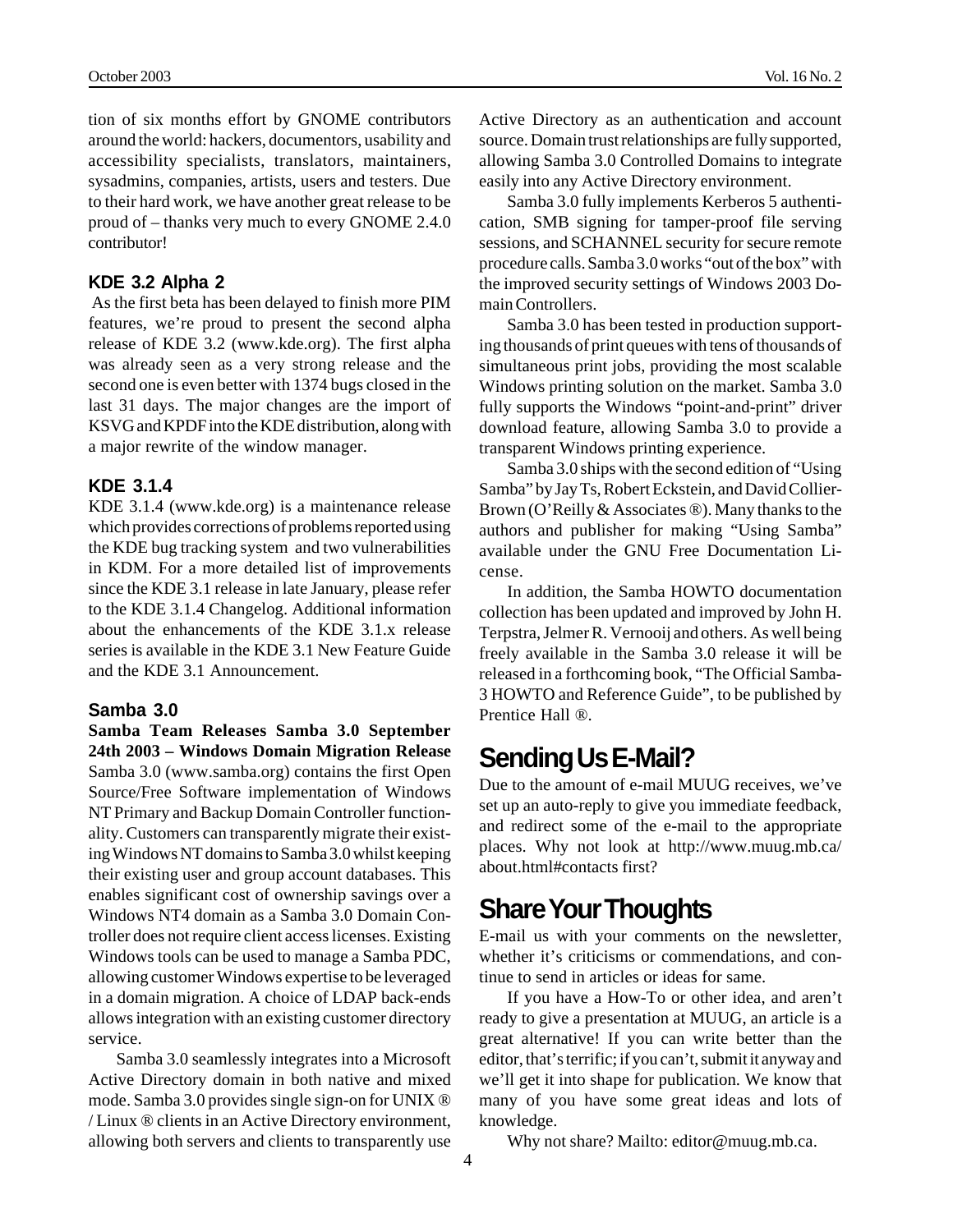tion of six months effort by GNOME contributors around the world: hackers, documentors, usability and accessibility specialists, translators, maintainers, sysadmins, companies, artists, users and testers. Due to their hard work, we have another great release to be proud of – thanks very much to every GNOME 2.4.0 contributor!

### KDE 3.2 Alpha 2

As the first beta has been delayed to finish more PIM features, we're proud to present the second alpha release of KDE 3.2 (www.kde.org). The first alpha was already seen as a very strong release and the second one is even better with 1374 bugs closed in the last 31 days. The major changes are the import of KSVG and KPDF into the KDE distribution, along with a major rewrite of the window manager.

### KDE 3.1.4

KDE 3.1.4 (www.kde.org) is a maintenance release which provides corrections of problems reported using the KDE bug tracking system and two vulnerabilities in KDM. For a more detailed list of improvements since the KDE 3.1 release in late January, please refer to the KDE 3.1.4 Changelog. Additional information about the enhancements of the KDE 3.1.x release series is available in the KDE 3.1 New Feature Guide and the KDE 3.1 Announcement.

### Samba 3.0

**Samba Team Releases Samba 3.0 September 24th 2003 – Windows Domain Migration Release**

Samba 3.0 (www.samba.org) contains the first Open Source/Free Software implementation of Windows NT Primary and Backup Domain Controller functionality. Customers can transparently migrate their existing Windows NT domains to Samba 3.0 whilst keeping their existing user and group account databases. This enables significant cost of ownership savings over a Windows NT4 domain as a Samba 3.0 Domain Controller does not require client access licenses. Existing Windows tools can be used to manage a Samba PDC, allowing customer Windows expertise to be leveraged in a domain migration. A choice of LDAP back-ends allows integration with an existing customer directory service.

Samba 3.0 seamlessly integrates into a Microsoft Active Directory domain in both native and mixed mode. Samba 3.0 provides single sign-on for UNIX ® / Linux ® clients in an Active Directory environment, allowing both servers and clients to transparently use Active Directory as an authentication and account source. Domain trust relationships are fully supported, allowing Samba 3.0 Controlled Domains to integrate easily into any Active Directory environment.

Samba 3.0 fully implements Kerberos 5 authentication, SMB signing for tamper-proof file serving sessions, and SCHANNEL security for secure remote procedure calls. Samba 3.0 works "out of the box" with the improved security settings of Windows 2003 Domain Controllers.

Samba 3.0 has been tested in production supporting thousands of print queues with tens of thousands of simultaneous print jobs, providing the most scalable Windows printing solution on the market. Samba 3.0 fully supports the Windows "point-and-print" driver download feature, allowing Samba 3.0 to provide a transparent Windows printing experience.

Samba 3.0 ships with the second edition of "Using Samba" by Jay Ts, Robert Eckstein, and David Collier-Brown (O'Reilly & Associates ®). Many thanks to the authors and publisher for making "Using Samba" available under the GNU Free Documentation License.

In addition, the Samba HOWTO documentation collection has been updated and improved by John H. Terpstra, Jelmer R. Vernooij and others. As well being freely available in the Samba 3.0 release it will be released in a forthcoming book, "The Official Samba-3 HOWTO and Reference Guide", to be published by Prentice Hall ®.

## Sending Us E-Mail?

Due to the amount of e-mail MUUG receives, we've set up an auto-reply to give you immediate feedback, and redirect some of the e-mail to the appropriate places. Why not look at http://www.muug.mb.ca/about.html#contacts first?

## Share Your Thoughts

E-mail us with your comments on the newsletter, whether it's criticisms or commendations, and continue to send in articles or ideas for same.

If you have a How-To or other idea, and aren't ready to give a presentation at MUUG, an article is a great alternative! If you can write better than the editor, that's terrific; if you can't, submit it anyway and we'll get it into shape for publication. We know that many of you have some great ideas and lots of knowledge.

Why not share? Mailto: editor@muug.mb.ca.